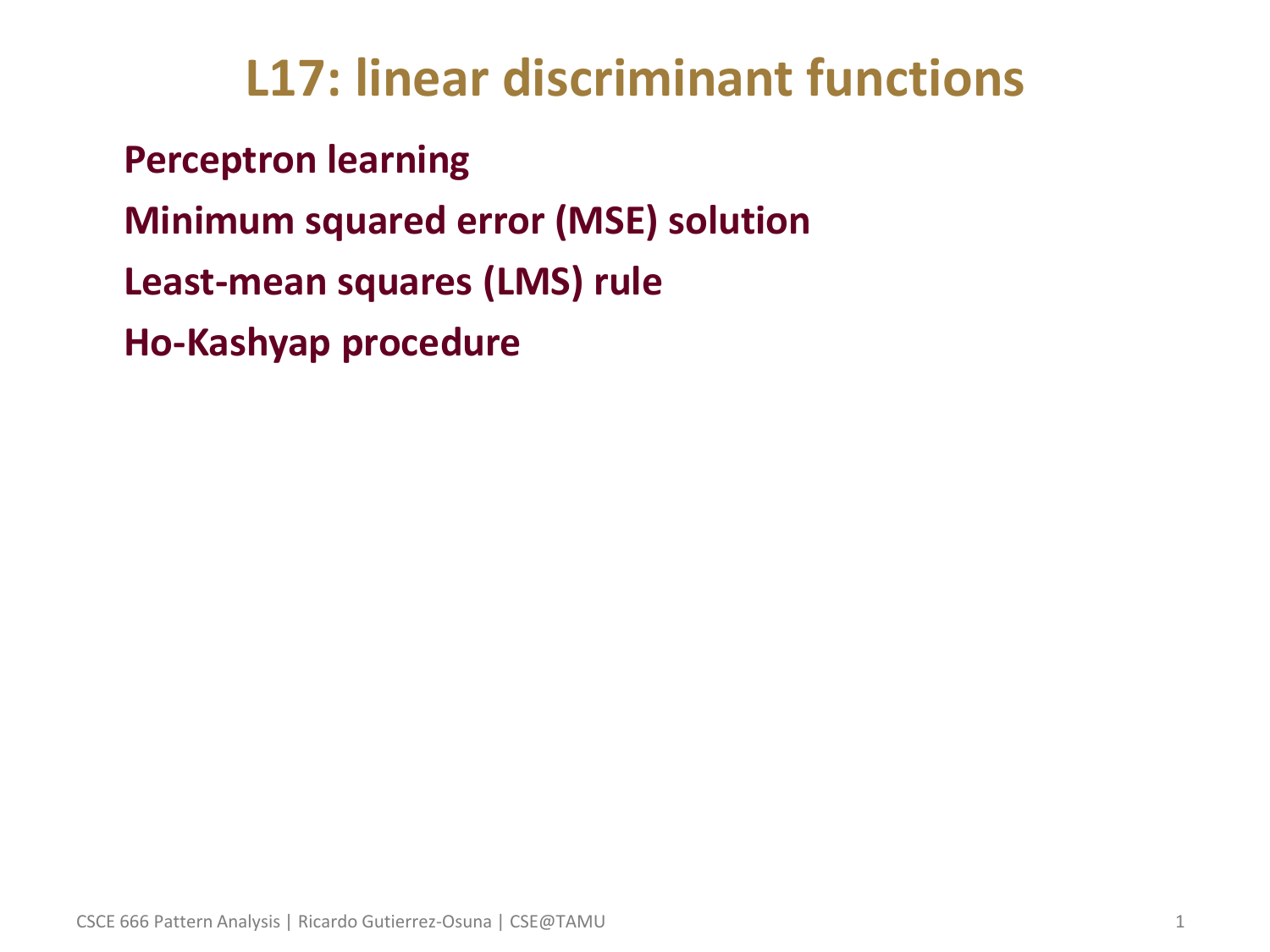# L17: linear discriminant functions

**Perceptron learning**

**Minimum squared error (MSE) solution**

**Least-mean squares (LMS) rule**

**Ho-Kashyap procedure**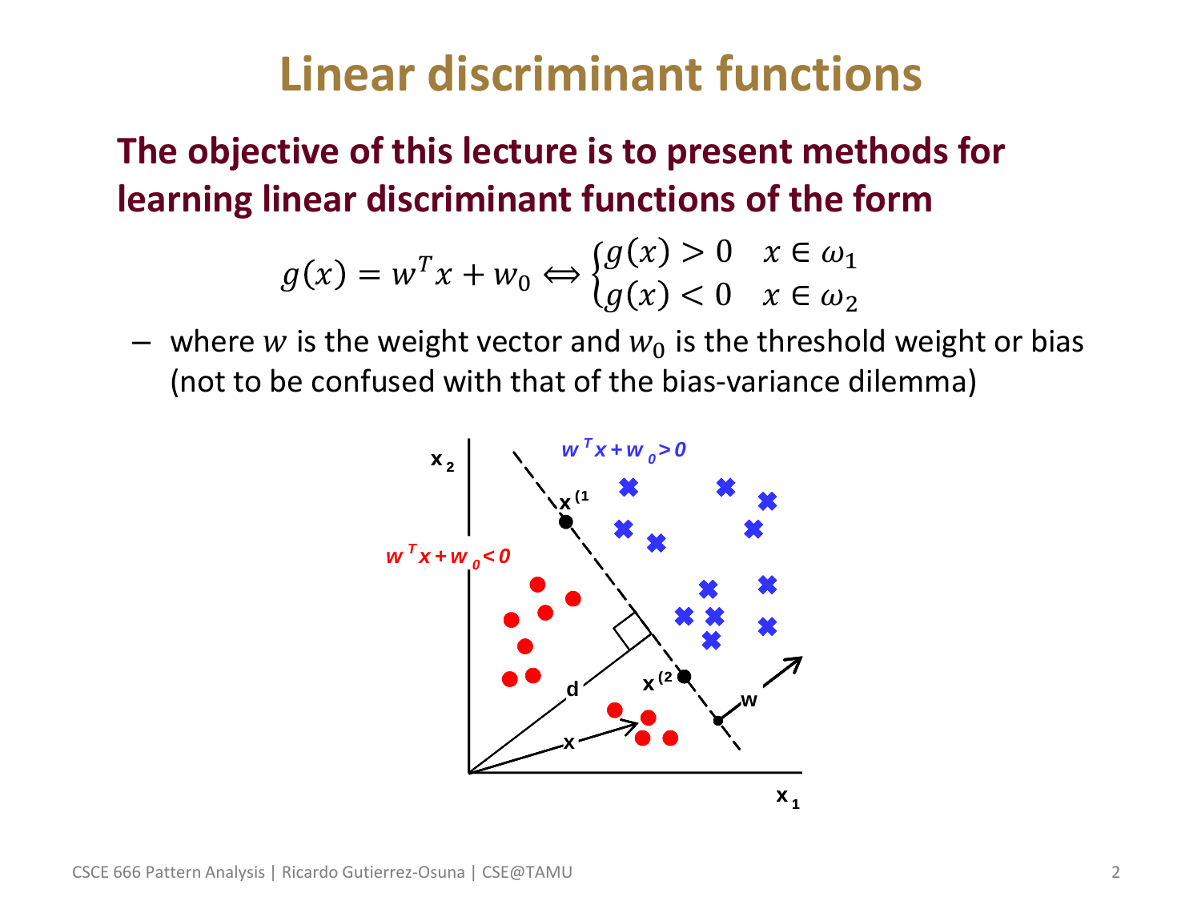# Linear discriminant functions

**The objective of this lecture is to present methods for learning linear discriminant functions of the form**

$$g(x) = w^T x + w_0 \Leftrightarrow \begin{cases} g(x) > 0 & x \in \omega_1 \\ g(x) < 0 & x \in \omega_2 \end{cases}$$

– where $w$ is the weight vector and $w_0$ is the threshold weight or bias (not to be confused with that of the bias-variance dilemma)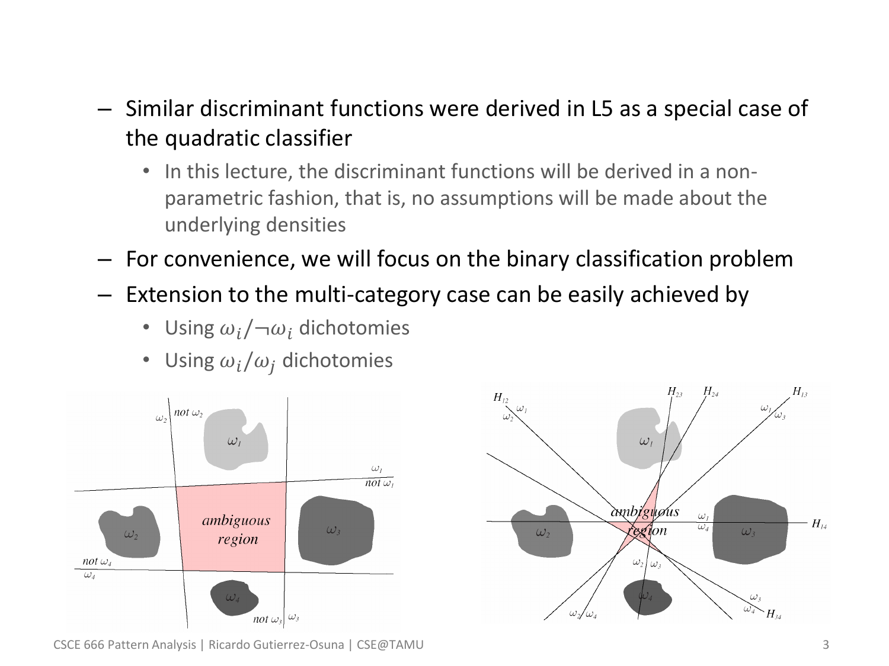- Similar discriminant functions were derived in L5 as a special case of the quadratic classifier
  - In this lecture, the discriminant functions will be derived in a non-parametric fashion, that is, no assumptions will be made about the underlying densities
- For convenience, we will focus on the binary classification problem
- Extension to the multi-category case can be easily achieved by
  - Using $\omega_i/\neg\omega_i$ dichotomies
  - Using $\omega_i/\omega_j$ dichotomies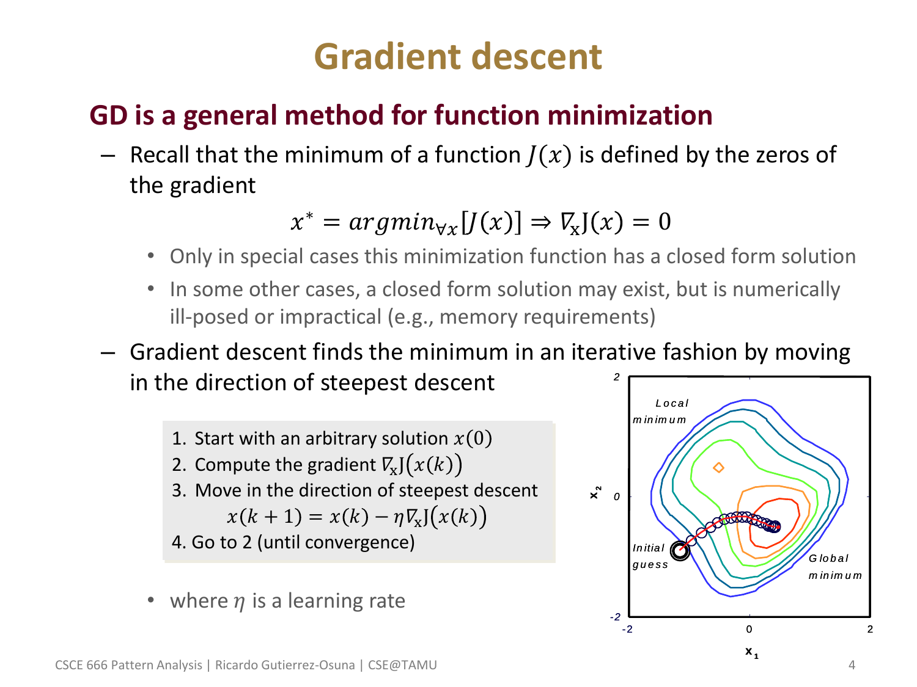# Gradient descent

## GD is a general method for function minimization

- Recall that the minimum of a function $J(x)$ is defined by the zeros of the gradient

$$x^* = argmin_{\forall x}[J(x)] \Rightarrow \nabla_x J(x) = 0$$

  - Only in special cases this minimization function has a closed form solution
  - In some other cases, a closed form solution may exist, but is numerically ill-posed or impractical (e.g., memory requirements)

- Gradient descent finds the minimum in an iterative fashion by moving in the direction of steepest descent

  1. Start with an arbitrary solution $x(0)$
  2. Compute the gradient $\nabla_x J(x(k))$
  3. Move in the direction of steepest descent
     $$x(k+1) = x(k) - \eta \nabla_x J(x(k))$$
  4. Go to 2 (until convergence)

  - where $\eta$ is a learning rate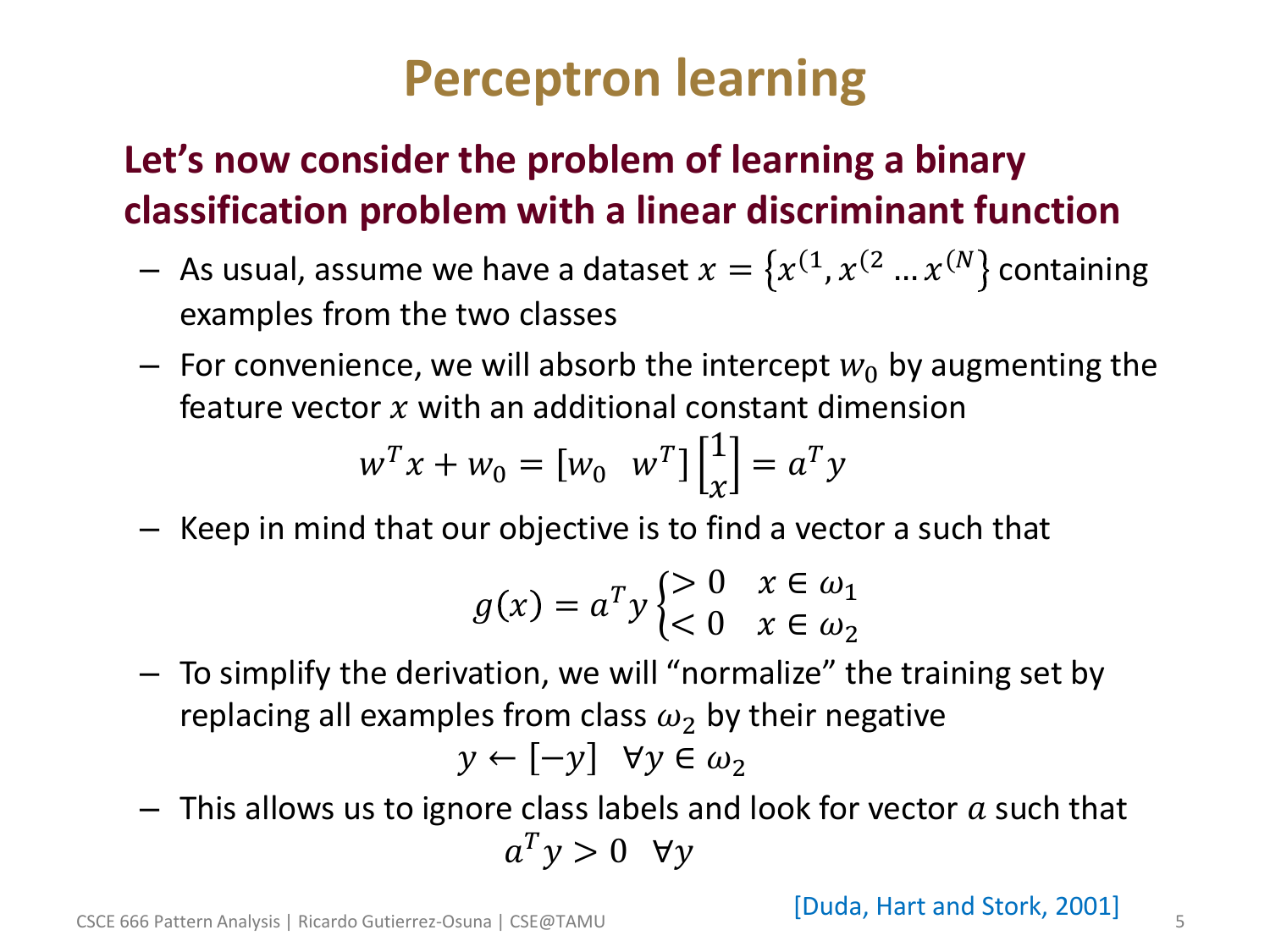# Perceptron learning

**Let's now consider the problem of learning a binary classification problem with a linear discriminant function**

- As usual, assume we have a dataset $x = \{x^{(1}, x^{(2} \dots x^{(N}\}$ containing examples from the two classes
- For convenience, we will absorb the intercept $w_0$ by augmenting the feature vector $x$ with an additional constant dimension

$$w^T x + w_0 = [w_0 \;\; w^T] \begin{bmatrix} 1 \\ x \end{bmatrix} = a^T y$$

- Keep in mind that our objective is to find a vector a such that

$$g(x) = a^T y \begin{cases} > 0 & x \in \omega_1 \\ < 0 & x \in \omega_2 \end{cases}$$

- To simplify the derivation, we will "normalize" the training set by replacing all examples from class $\omega_2$ by their negative

$$y \leftarrow [-y] \quad \forall y \in \omega_2$$

- This allows us to ignore class labels and look for vector $a$ such that

$$a^T y > 0 \quad \forall y$$

[Duda, Hart and Stork, 2001]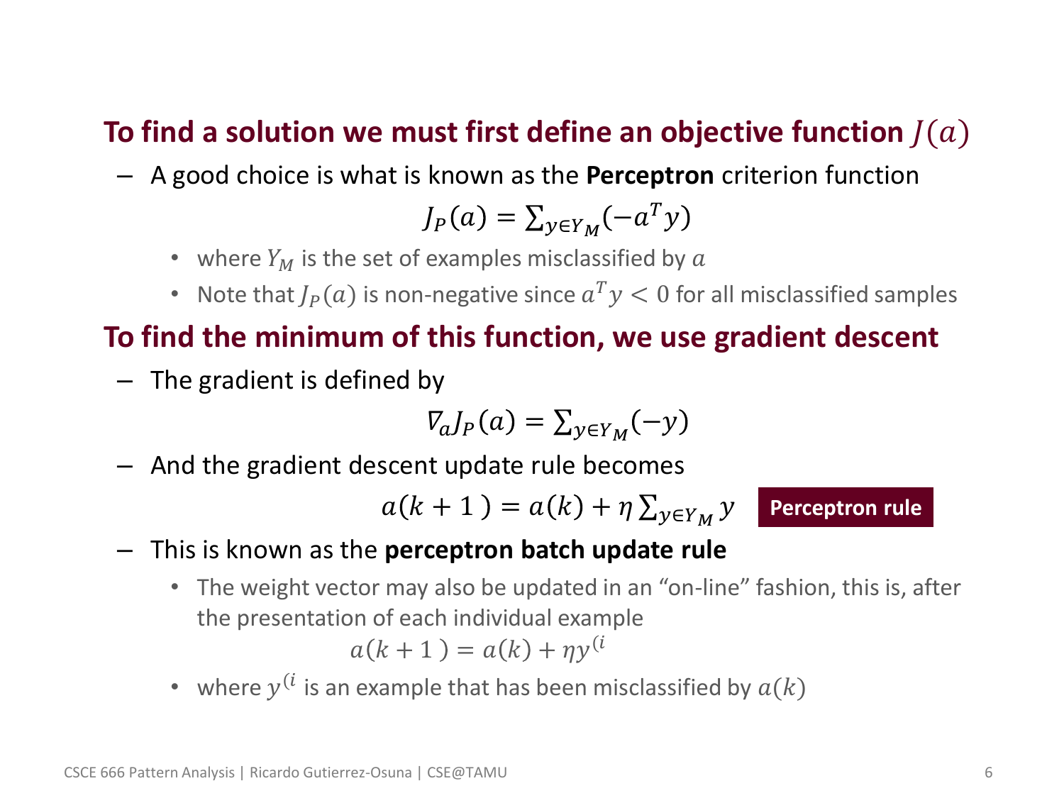## To find a solution we must first define an objective function $J(a)$

– A good choice is what is known as the **Perceptron** criterion function

$$J_P(a) = \sum_{y \in Y_M} (-a^T y)$$

- where $Y_M$ is the set of examples misclassified by $a$
- Note that $J_P(a)$ is non-negative since $a^T y < 0$ for all misclassified samples

## To find the minimum of this function, we use gradient descent

– The gradient is defined by

$$\nabla_a J_P(a) = \sum_{y \in Y_M} (-y)$$

– And the gradient descent update rule becomes

$$a(k+1) = a(k) + \eta \sum_{y \in Y_M} y$$

**Perceptron rule**

– This is known as the **perceptron batch update rule**

- The weight vector may also be updated in an "on-line" fashion, this is, after the presentation of each individual example

$$a(k+1) = a(k) + \eta y^{(i}$$

- where $y^{(i}$ is an example that has been misclassified by $a(k)$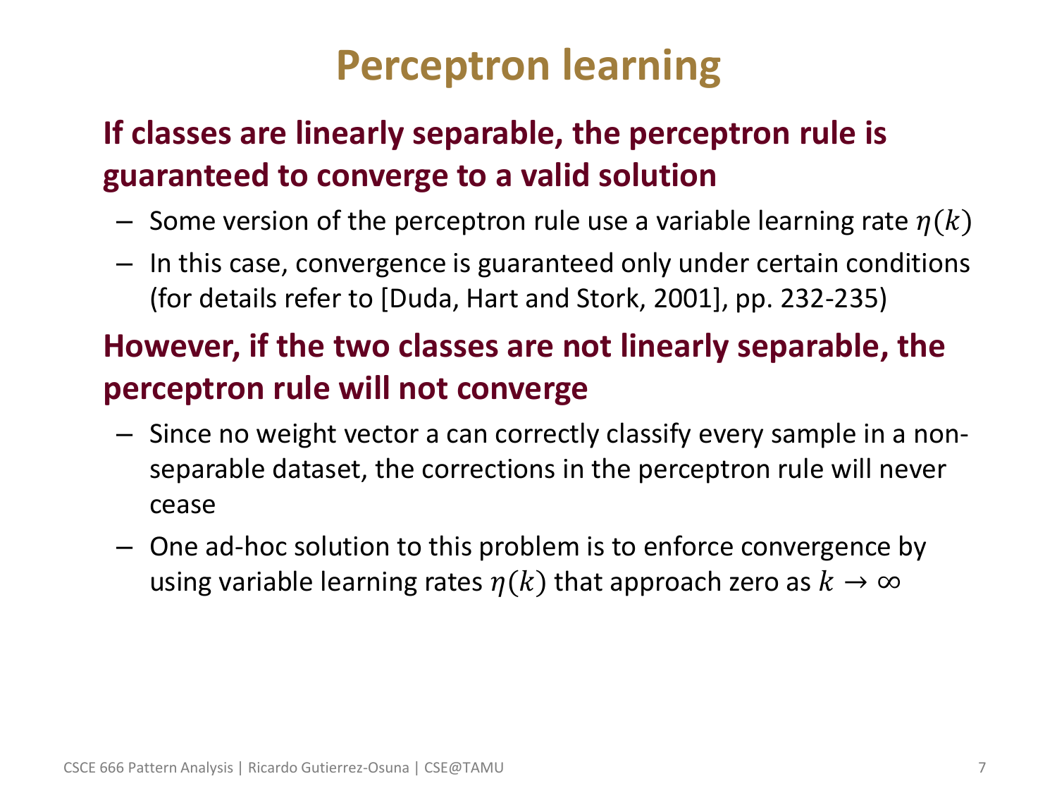# Perceptron learning

**If classes are linearly separable, the perceptron rule is guaranteed to converge to a valid solution**

- Some version of the perceptron rule use a variable learning rate $\eta(k)$
- In this case, convergence is guaranteed only under certain conditions (for details refer to [Duda, Hart and Stork, 2001], pp. 232-235)

**However, if the two classes are not linearly separable, the perceptron rule will not converge**

- Since no weight vector a can correctly classify every sample in a non-separable dataset, the corrections in the perceptron rule will never cease
- One ad-hoc solution to this problem is to enforce convergence by using variable learning rates $\eta(k)$ that approach zero as $k \rightarrow \infty$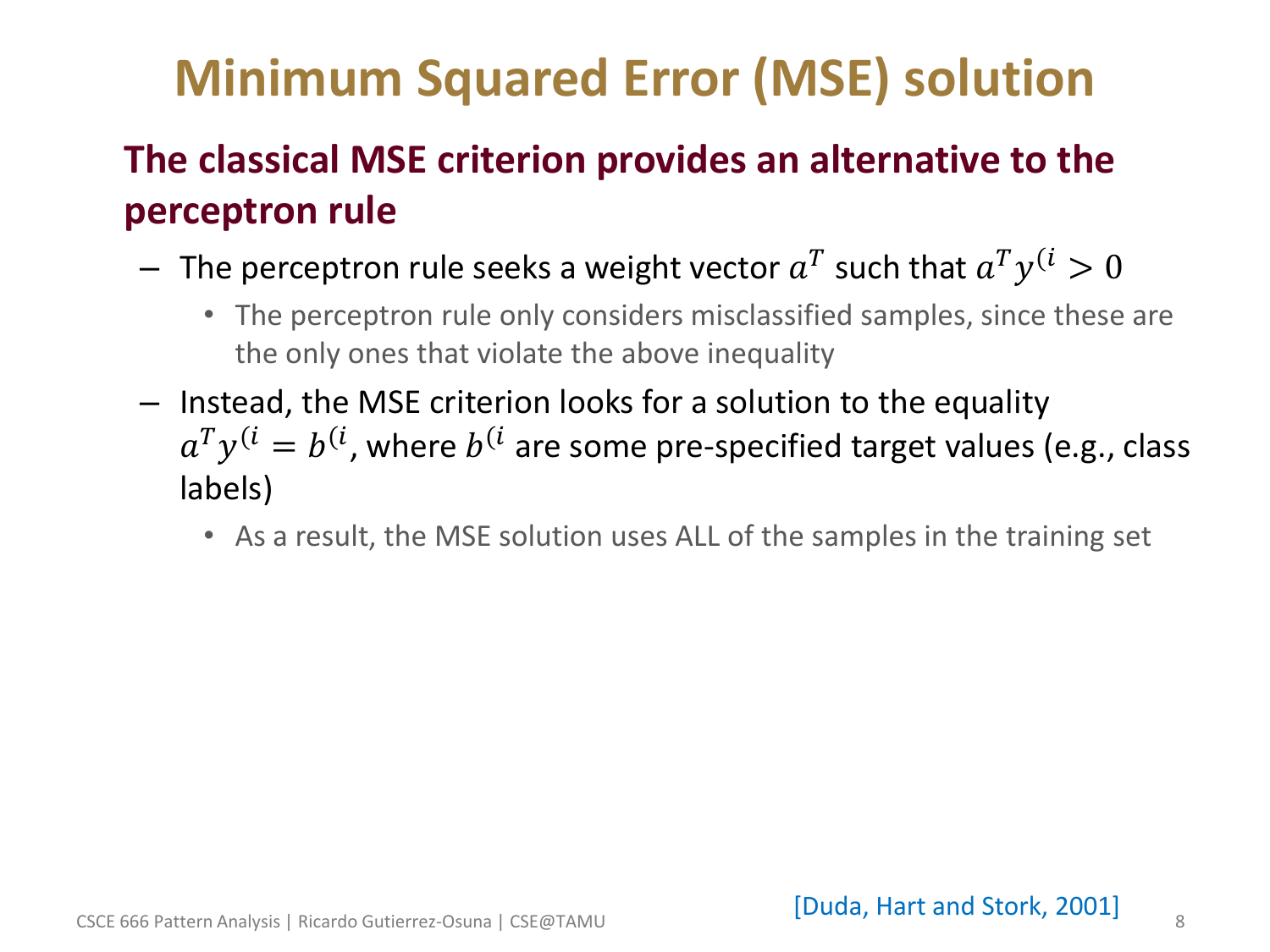# Minimum Squared Error (MSE) solution

**The classical MSE criterion provides an alternative to the perceptron rule**

- The perceptron rule seeks a weight vector $a^T$ such that $a^T y^{(i} > 0$
  - The perceptron rule only considers misclassified samples, since these are the only ones that violate the above inequality
- Instead, the MSE criterion looks for a solution to the equality $a^T y^{(i} = b^{(i}$, where $b^{(i}$ are some pre-specified target values (e.g., class labels)
  - As a result, the MSE solution uses ALL of the samples in the training set

[Duda, Hart and Stork, 2001]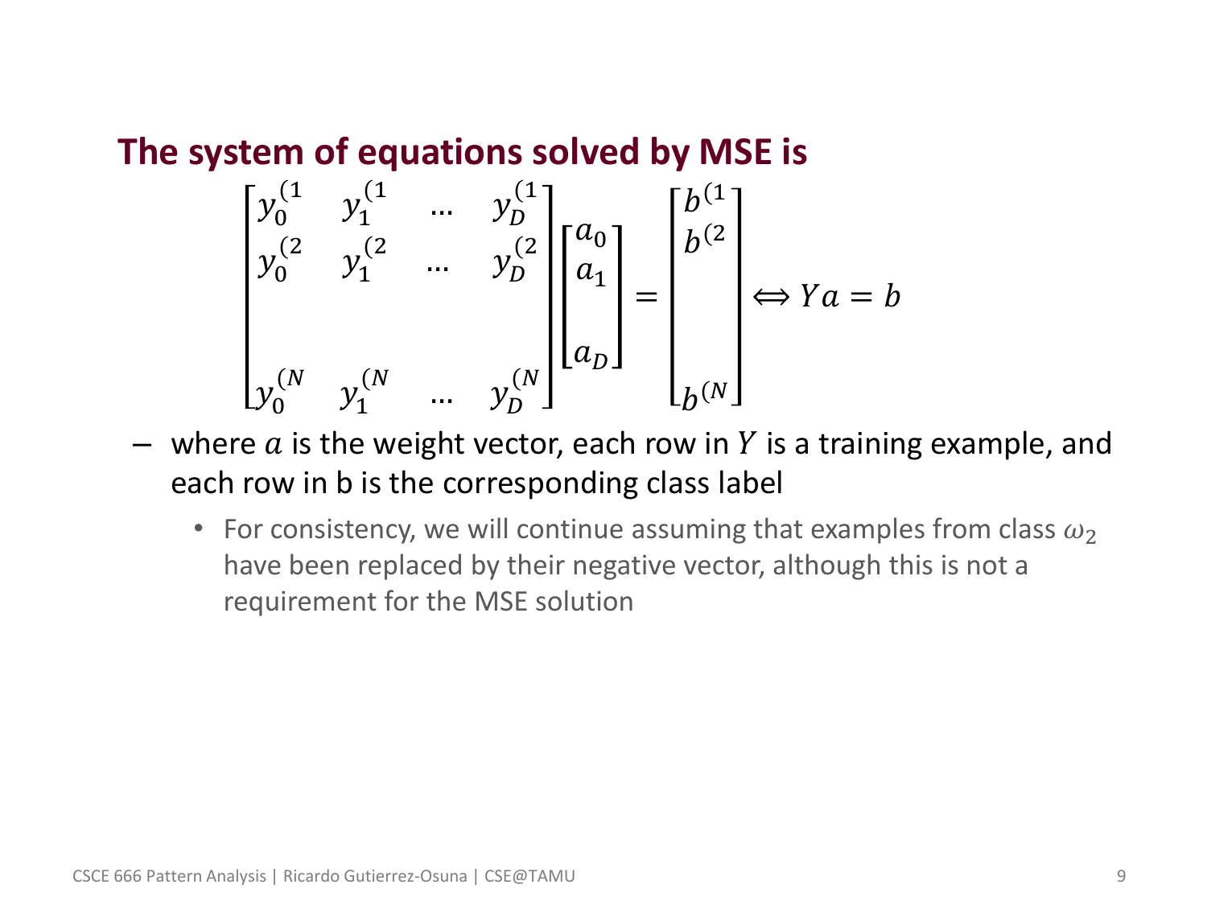## The system of equations solved by MSE is

$$\begin{bmatrix} y_0^{(1} & y_1^{(1} & \dots & y_D^{(1} \\ y_0^{(2} & y_1^{(2} & \dots & y_D^{(2} \\ & & & \\ y_0^{(N} & y_1^{(N} & \dots & y_D^{(N} \end{bmatrix} \begin{bmatrix} a_0 \\ a_1 \\ \\ a_D \end{bmatrix} = \begin{bmatrix} b^{(1} \\ b^{(2} \\ \\ \\ b^{(N} \end{bmatrix} \Leftrightarrow Ya = b$$

- where $a$ is the weight vector, each row in $Y$ is a training example, and each row in b is the corresponding class label
  - For consistency, we will continue assuming that examples from class $\omega_2$ have been replaced by their negative vector, although this is not a requirement for the MSE solution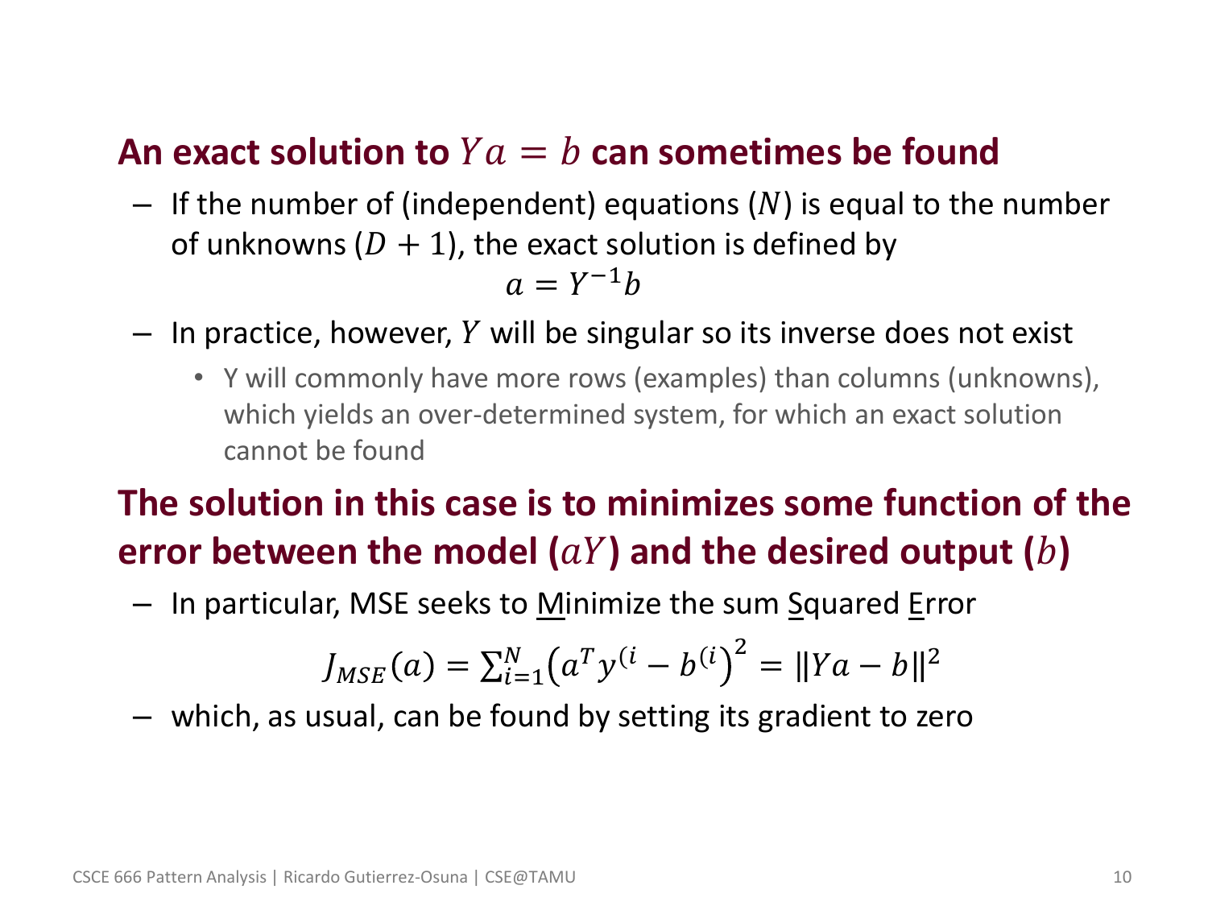## An exact solution to $Ya = b$ can sometimes be found

- If the number of (independent) equations ($N$) is equal to the number of unknowns ($D + 1$), the exact solution is defined by

$$a = Y^{-1}b$$

- In practice, however, $Y$ will be singular so its inverse does not exist
  - Y will commonly have more rows (examples) than columns (unknowns), which yields an over-determined system, for which an exact solution cannot be found

## The solution in this case is to minimizes some function of the error between the model ($aY$) and the desired output ($b$)

- In particular, MSE seeks to Minimize the sum Squared Error

$$J_{MSE}(a) = \sum_{i=1}^{N} \left(a^T y^{(i} - b^{(i)}\right)^2 = \|Ya - b\|^2$$

- which, as usual, can be found by setting its gradient to zero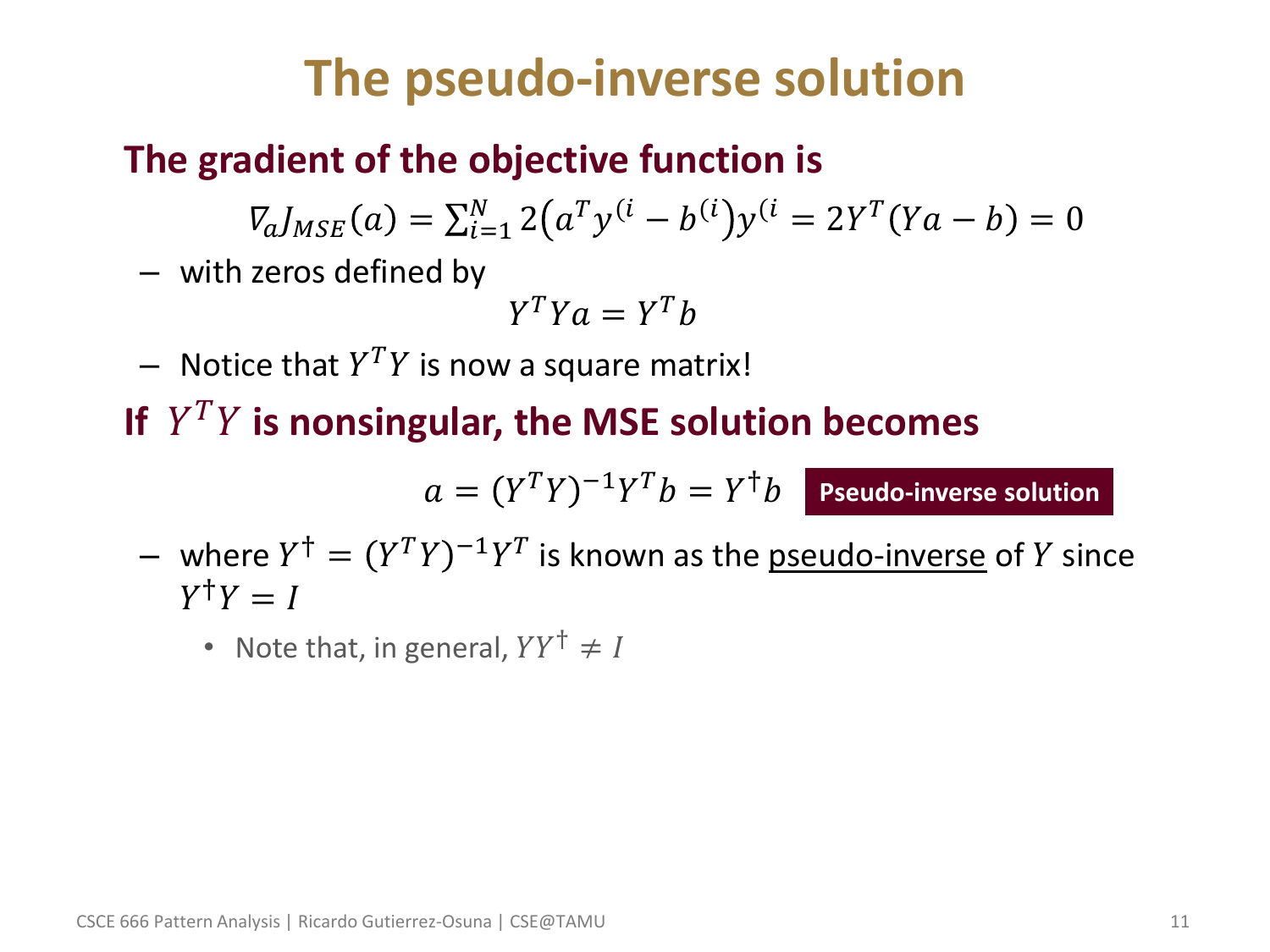# The pseudo-inverse solution

**The gradient of the objective function is**

$$\nabla_a J_{MSE}(a) = \sum_{i=1}^{N} 2\left(a^T y^{(i} - b^{(i)}\right) y^{(i} = 2Y^T(Ya - b) = 0$$

– with zeros defined by

$$Y^T Y a = Y^T b$$

– Notice that $Y^T Y$ is now a square matrix!

**If $Y^T Y$ is nonsingular, the MSE solution becomes**

$$a = (Y^T Y)^{-1} Y^T b = Y^{\dagger} b$$ **Pseudo-inverse solution**

– where $Y^{\dagger} = (Y^T Y)^{-1} Y^T$ is known as the <u>pseudo-inverse</u> of $Y$ since $Y^{\dagger} Y = I$

- Note that, in general, $YY^{\dagger} \neq I$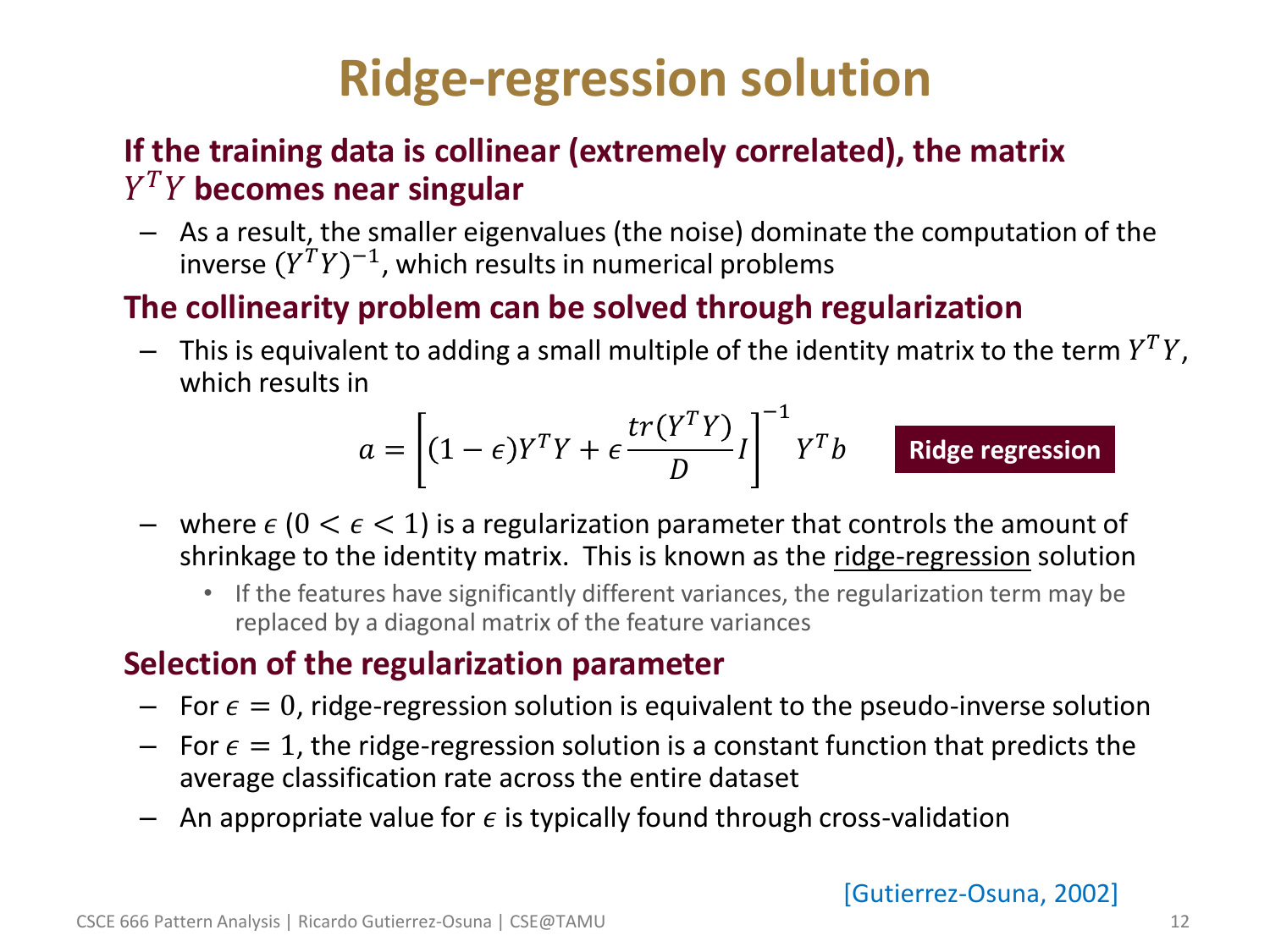# Ridge-regression solution

**If the training data is collinear (extremely correlated), the matrix $Y^T Y$ becomes near singular**

- As a result, the smaller eigenvalues (the noise) dominate the computation of the inverse $(Y^T Y)^{-1}$, which results in numerical problems

**The collinearity problem can be solved through regularization**

- This is equivalent to adding a small multiple of the identity matrix to the term $Y^T Y$, which results in

$$a = \left[(1-\epsilon)Y^T Y + \epsilon \frac{tr(Y^T Y)}{D} I\right]^{-1} Y^T b \qquad \textbf{Ridge regression}$$

- where $\epsilon$ $(0 < \epsilon < 1)$ is a regularization parameter that controls the amount of shrinkage to the identity matrix. This is known as the ridge-regression solution
  - If the features have significantly different variances, the regularization term may be replaced by a diagonal matrix of the feature variances

**Selection of the regularization parameter**

- For $\epsilon = 0$, ridge-regression solution is equivalent to the pseudo-inverse solution
- For $\epsilon = 1$, the ridge-regression solution is a constant function that predicts the average classification rate across the entire dataset
- An appropriate value for $\epsilon$ is typically found through cross-validation

[Gutierrez-Osuna, 2002]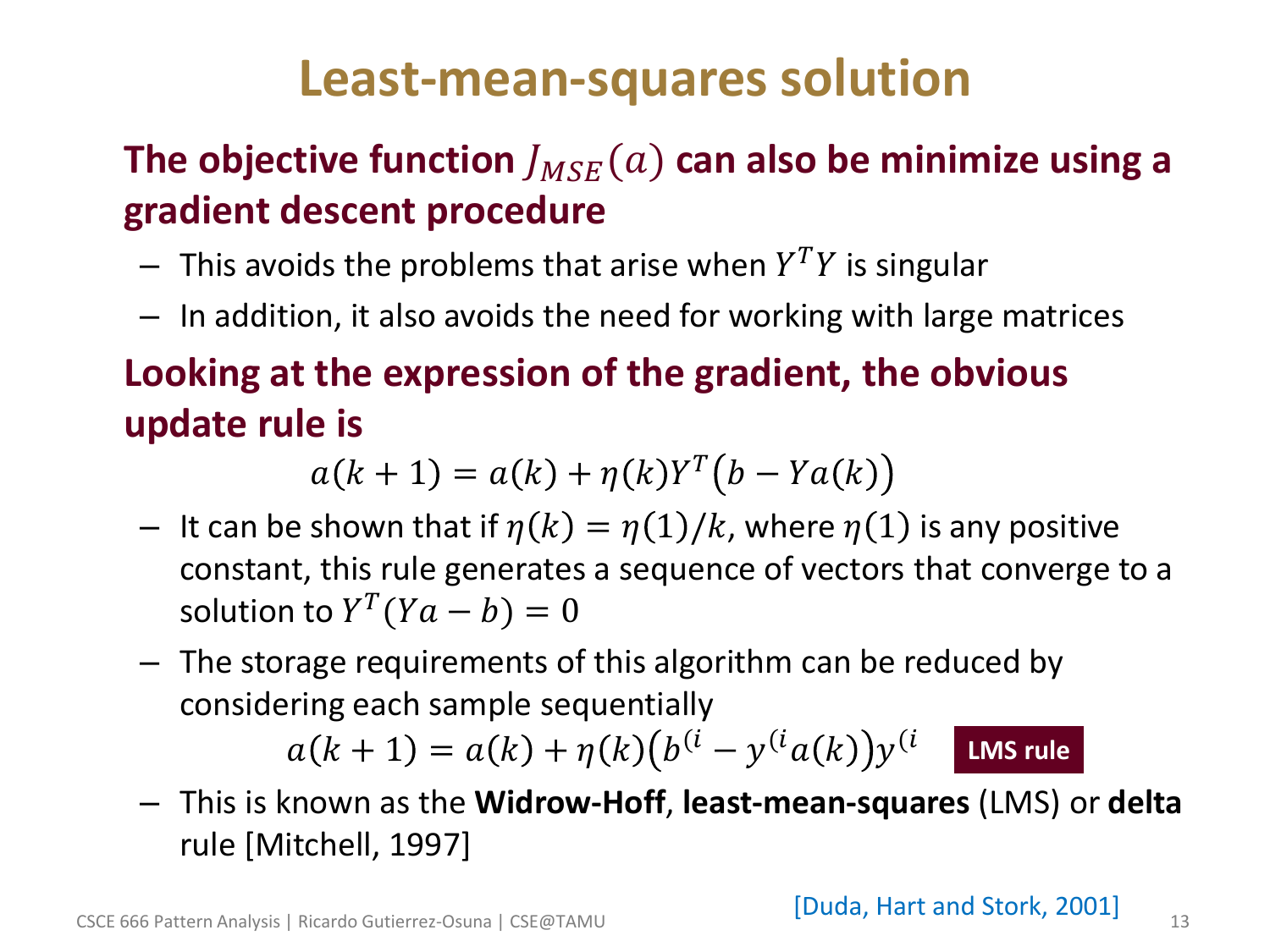# Least-mean-squares solution

**The objective function $J_{MSE}(a)$ can also be minimize using a gradient descent procedure**

- This avoids the problems that arise when $Y^T Y$ is singular
- In addition, it also avoids the need for working with large matrices

**Looking at the expression of the gradient, the obvious update rule is**

$$a(k+1) = a(k) + \eta(k) Y^T \big(b - Y a(k)\big)$$

- It can be shown that if $\eta(k) = \eta(1)/k$, where $\eta(1)$ is any positive constant, this rule generates a sequence of vectors that converge to a solution to $Y^T(Ya - b) = 0$
- The storage requirements of this algorithm can be reduced by considering each sample sequentially

$$a(k+1) = a(k) + \eta(k)\big(b^{(i} - y^{(i} a(k)\big) y^{(i}$$

**LMS rule**

- This is known as the **Widrow-Hoff**, **least-mean-squares** (LMS) or **delta** rule [Mitchell, 1997]

[Duda, Hart and Stork, 2001]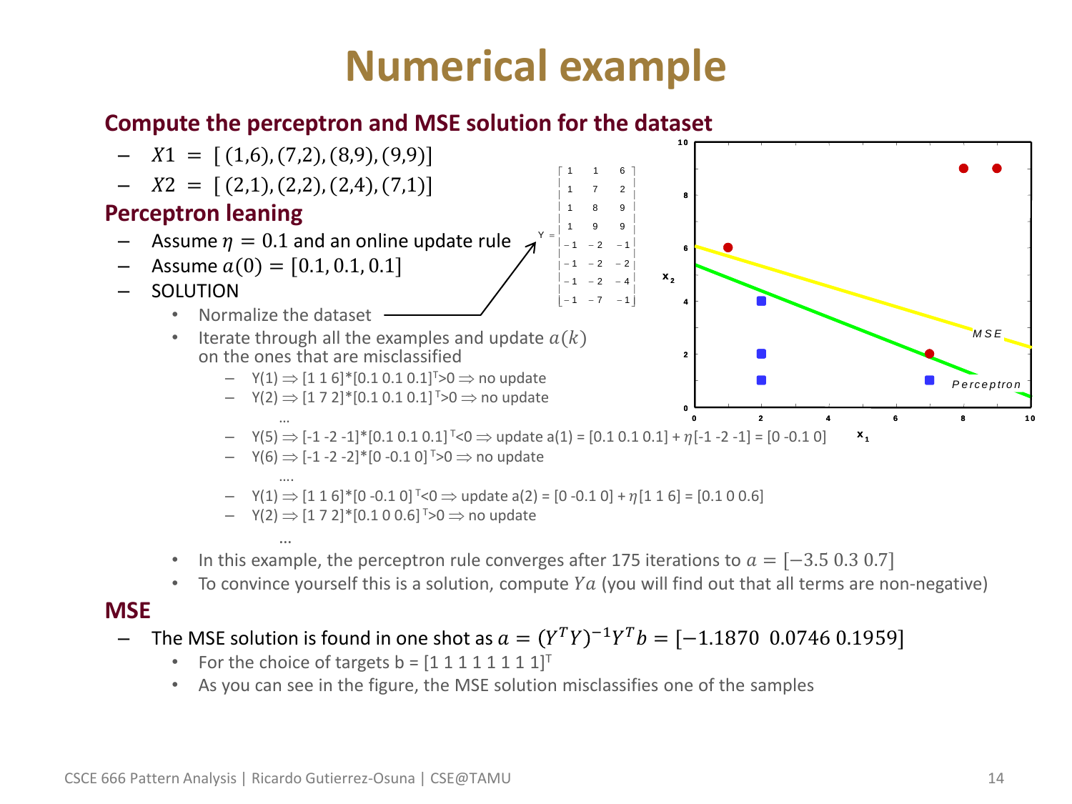# Numerical example

**Compute the perceptron and MSE solution for the dataset**

- $X1 = [(1,6),(7,2),(8,9),(9,9)]$
- $X2 = [(2,1),(2,2),(2,4),(7,1)]$

**Perceptron leaning**

- Assume $\eta = 0.1$ and an online update rule
- Assume $a(0) = [0.1, 0.1, 0.1]$
- SOLUTION
  - Normalize the dataset

$$Y = \begin{bmatrix} 1 & 1 & 6 \\ 1 & 7 & 2 \\ 1 & 8 & 9 \\ 1 & 9 & 9 \\ -1 & -2 & -1 \\ -1 & -2 & -2 \\ -1 & -2 & -4 \\ -1 & -7 & -1 \end{bmatrix}$$

  - Iterate through all the examples and update $a(k)$ on the ones that are misclassified
    - Y(1) $\Rightarrow$ [1 1 6]*[0.1 0.1 0.1]$^T$>0 $\Rightarrow$ no update
    - Y(2) $\Rightarrow$ [1 7 2]*[0.1 0.1 0.1]$^T$>0 $\Rightarrow$ no update

      …
    - Y(5) $\Rightarrow$ [-1 -2 -1]*[0.1 0.1 0.1]$^T$<0 $\Rightarrow$ update a(1) = [0.1 0.1 0.1] + $\eta$[-1 -2 -1] = [0 -0.1 0]
    - Y(6) $\Rightarrow$ [-1 -2 -2]*[0 -0.1 0]$^T$>0 $\Rightarrow$ no update

      ….
    - Y(1) $\Rightarrow$ [1 1 6]*[0 -0.1 0]$^T$<0 $\Rightarrow$ update a(2) = [0 -0.1 0] + $\eta$[1 1 6] = [0.1 0 0.6]
    - Y(2) $\Rightarrow$ [1 7 2]*[0.1 0 0.6]$^T$>0 $\Rightarrow$ no update

      …
  - In this example, the perceptron rule converges after 175 iterations to $a = [-3.5\ 0.3\ 0.7]$
  - To convince yourself this is a solution, compute $Ya$ (you will find out that all terms are non-negative)

**MSE**

- The MSE solution is found in one shot as $a = (Y^T Y)^{-1} Y^T b = [-1.1870\ \ 0.0746\ 0.1959]$
  - For the choice of targets b = [1 1 1 1 1 1 1 1]$^T$
  - As you can see in the figure, the MSE solution misclassifies one of the samples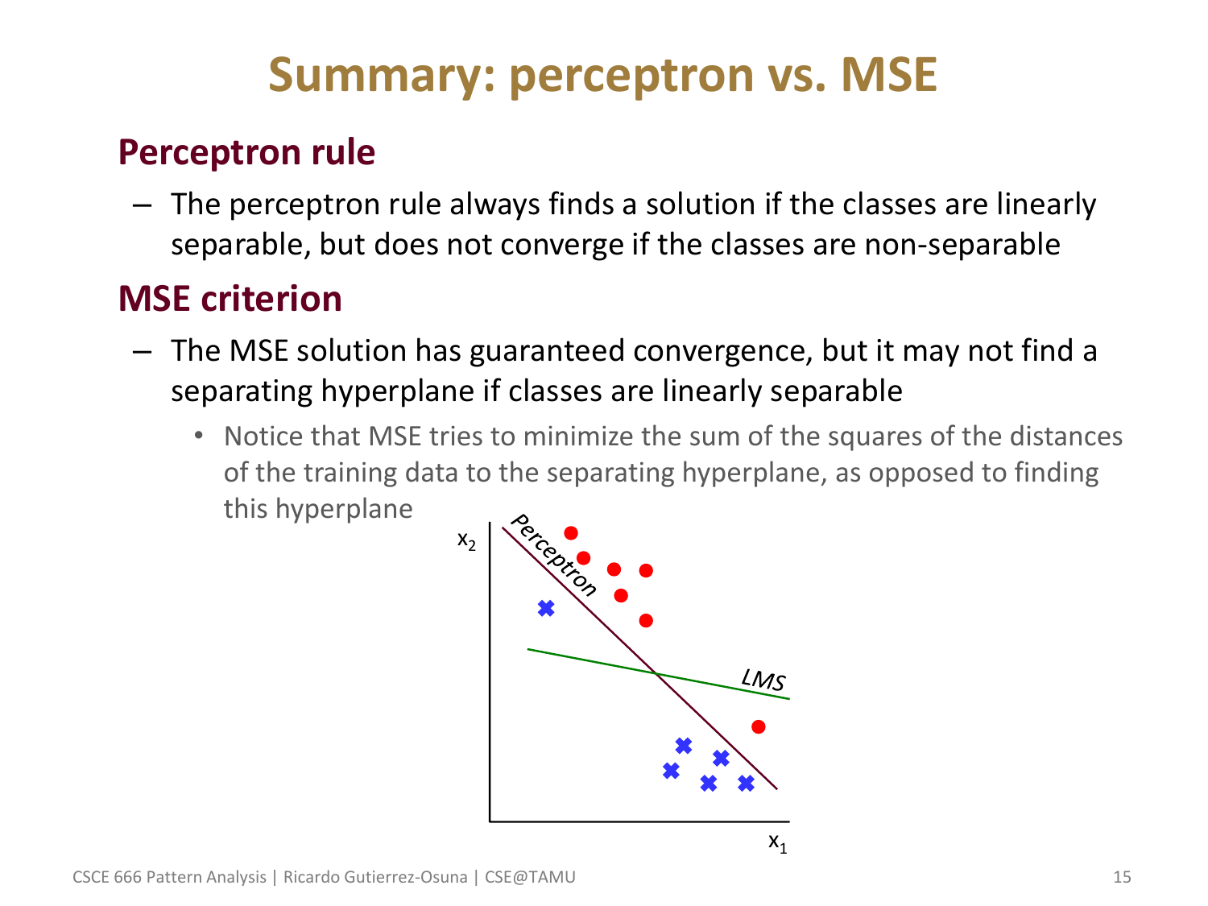# Summary: perceptron vs. MSE

## Perceptron rule

- The perceptron rule always finds a solution if the classes are linearly separable, but does not converge if the classes are non-separable

## MSE criterion

- The MSE solution has guaranteed convergence, but it may not find a separating hyperplane if classes are linearly separable
  - Notice that MSE tries to minimize the sum of the squares of the distances of the training data to the separating hyperplane, as opposed to finding this hyperplane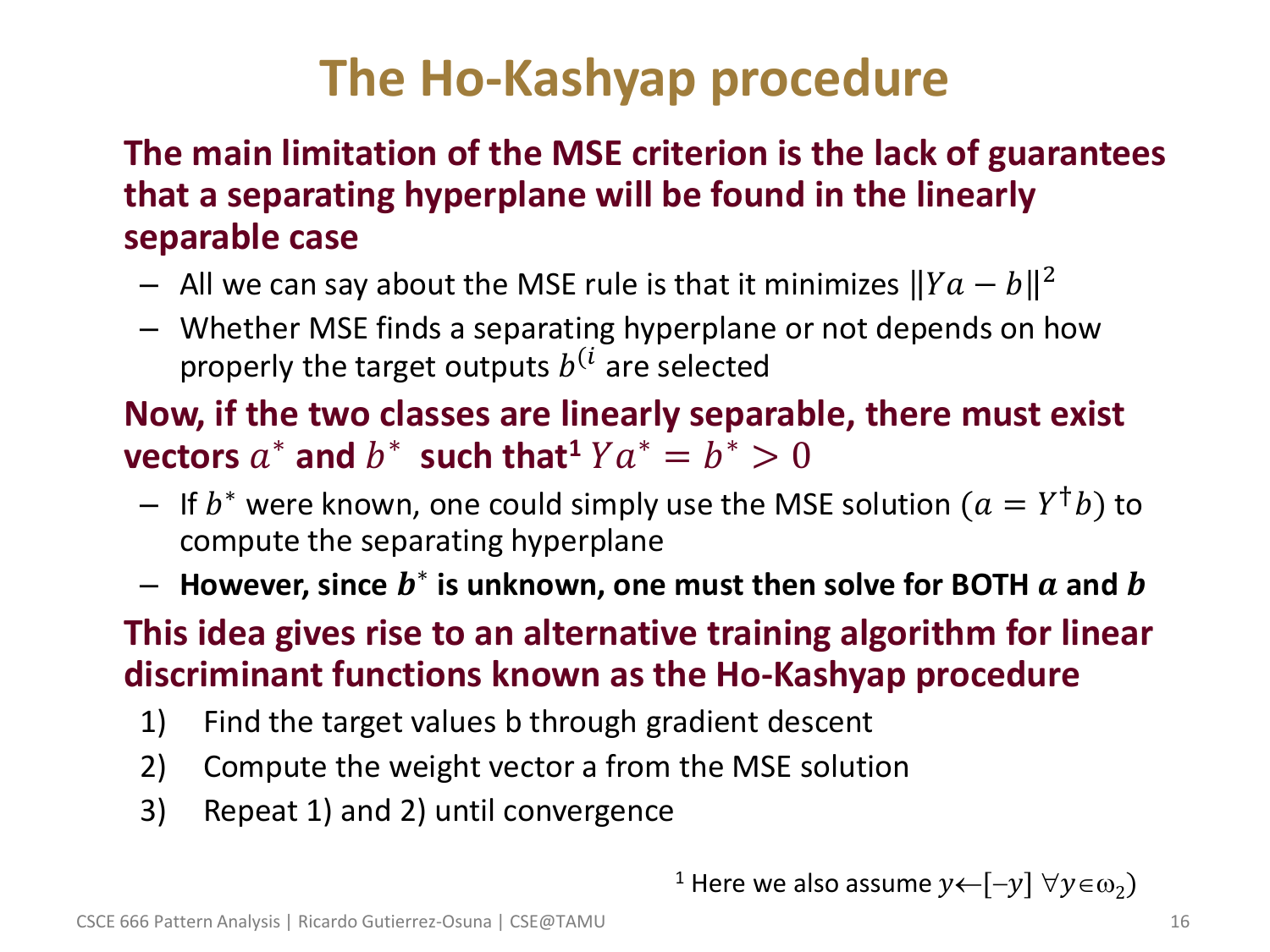# The Ho-Kashyap procedure

**The main limitation of the MSE criterion is the lack of guarantees that a separating hyperplane will be found in the linearly separable case**

- All we can say about the MSE rule is that it minimizes $\|Ya - b\|^2$
- Whether MSE finds a separating hyperplane or not depends on how properly the target outputs $b^{(i}$ are selected

**Now, if the two classes are linearly separable, there must exist vectors $a^*$ and $b^*$ such that[1] $Ya^* = b^* > 0$**

- If $b^*$ were known, one could simply use the MSE solution ($a = Y^\dagger b$) to compute the separating hyperplane
- **However, since $b^*$ is unknown, one must then solve for BOTH $a$ and $b$**

**This idea gives rise to an alternative training algorithm for linear discriminant functions known as the Ho-Kashyap procedure**

1) Find the target values b through gradient descent
2) Compute the weight vector a from the MSE solution
3) Repeat 1) and 2) until convergence

[1] Here we also assume $y \leftarrow [-y] \; \forall y \in \omega_2$)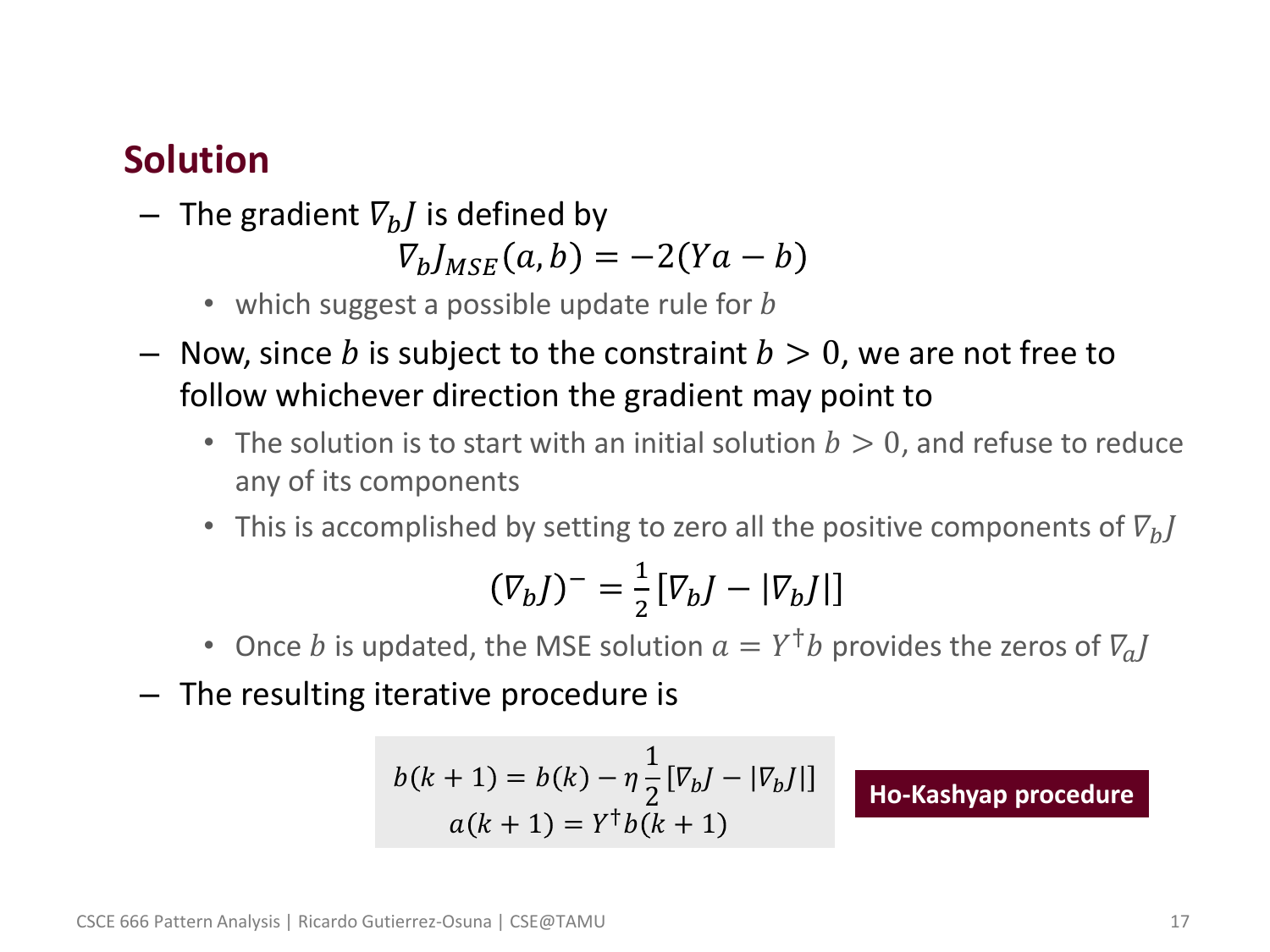## Solution

- The gradient $\nabla_b J$ is defined by

$$\nabla_b J_{MSE}(a,b) = -2(Ya - b)$$

  - which suggest a possible update rule for $b$

- Now, since $b$ is subject to the constraint $b > 0$, we are not free to follow whichever direction the gradient may point to
  - The solution is to start with an initial solution $b > 0$, and refuse to reduce any of its components
  - This is accomplished by setting to zero all the positive components of $\nabla_b J$

$$(\nabla_b J)^- = \frac{1}{2}[\nabla_b J - |\nabla_b J|]$$

  - Once $b$ is updated, the MSE solution $a = Y^\dagger b$ provides the zeros of $\nabla_a J$

- The resulting iterative procedure is

$$b(k+1) = b(k) - \eta \frac{1}{2}[\nabla_b J - |\nabla_b J|]$$
$$a(k+1) = Y^\dagger b(k+1)$$

**Ho-Kashyap procedure**